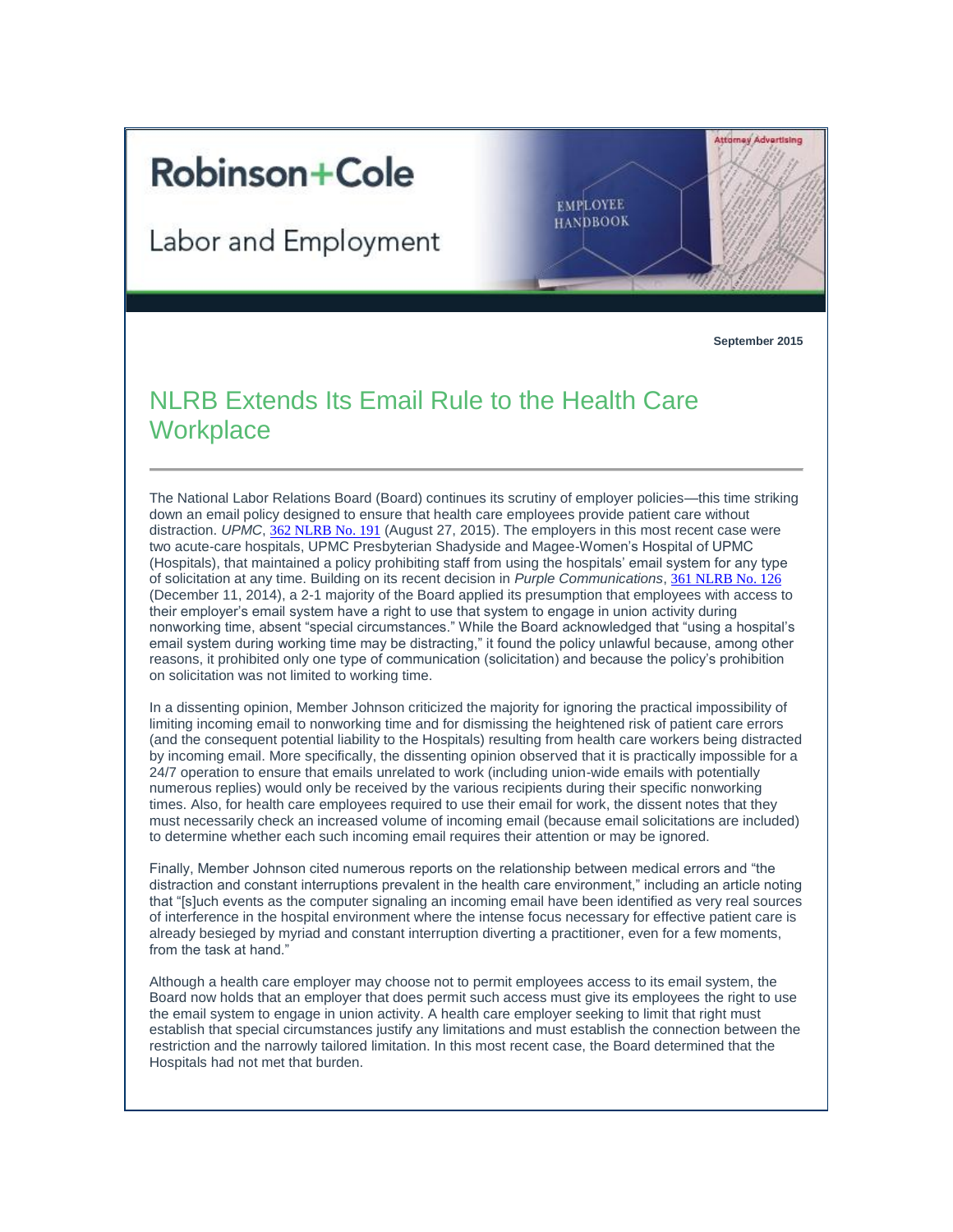Robinson+Cole

Labor and Employment

Attorney Advertising

September 2015

# NLRB Extends Its Email Rule to the Health Care Workplace

The National Labor Relations Board (Board) continues its scrutiny of employer policies—this time striking down an email policy designed to ensure that health care employees provide patient care without distraction. *UPMC*, 362 NLRB No. 191 (August 27, 2015). The employers in this most recent case were two acute-care hospitals, UPMC Presbyterian Shadyside and Magee-Women's Hospital of UPMC (Hospitals), that maintained a policy prohibiting staff from using the hospitals' email system for any type of solicitation at any time. Building on its recent decision in *Purple Communications*, 361 NLRB No. 126 (December 11, 2014), a 2-1 majority of the Board applied its presumption that employees with access to their employer's email system have a right to use that system to engage in union activity during nonworking time, absent "special circumstances." While the Board acknowledged that "using a hospital's email system during working time may be distracting," it found the policy unlawful because, among other reasons, it prohibited only one type of communication (solicitation) and because the policy's prohibition on solicitation was not limited to working time.

In a dissenting opinion, Member Johnson criticized the majority for ignoring the practical impossibility of limiting incoming email to nonworking time and for dismissing the heightened risk of patient care errors (and the consequent potential liability to the Hospitals) resulting from health care workers being distracted by incoming email. More specifically, the dissenting opinion observed that it is practically impossible for a 24/7 operation to ensure that emails unrelated to work (including union-wide emails with potentially numerous replies) would only be received by the various recipients during their specific nonworking times. Also, for health care employees required to use their email for work, the dissent notes that they must necessarily check an increased volume of incoming email (because email solicitations are included) to determine whether each such incoming email requires their attention or may be ignored.

Finally, Member Johnson cited numerous reports on the relationship between medical errors and "the distraction and constant interruptions prevalent in the health care environment," including an article noting that "[s]uch events as the computer signaling an incoming email have been identified as very real sources of interference in the hospital environment where the intense focus necessary for effective patient care is already besieged by myriad and constant interruption diverting a practitioner, even for a few moments, from the task at hand."

Although a health care employer may choose not to permit employees access to its email system, the Board now holds that an employer that does permit such access must give its employees the right to use the email system to engage in union activity. A health care employer seeking to limit that right must establish that special circumstances justify any limitations and must establish the connection between the restriction and the narrowly tailored limitation. In this most recent case, the Board determined that the Hospitals had not met that burden.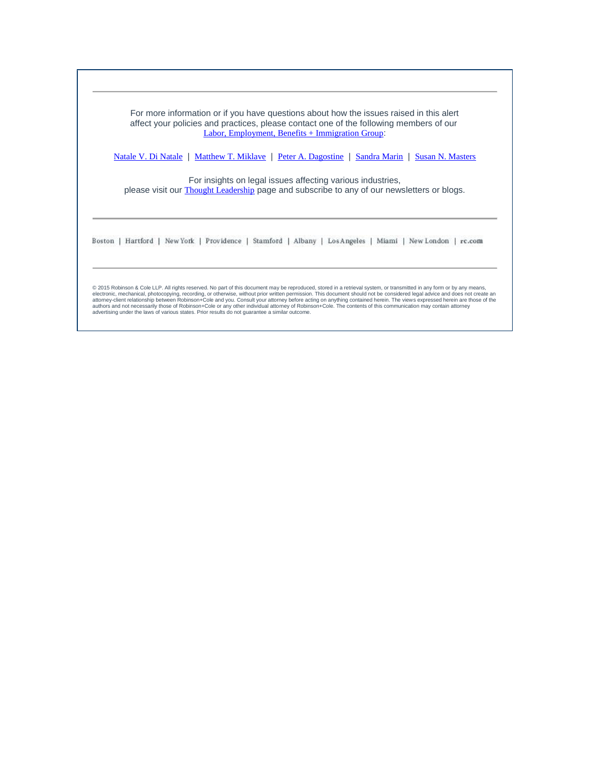---

For more information or if you have questions about how the issues raised in this alert affect your policies and practices, please contact one of the following members of our Labor, Employment, Benefits + Immigration Group:

Natale V. Di Natale | Matthew T. Miklave | Peter A. Dagostine | Sandra Marin | Susan N. Masters

For insights on legal issues affecting various industries, please visit our Thought Leadership page and subscribe to any of our newsletters or blogs.

---

Boston | Hartford | New York | Providence | Stamford | Albany | Los Angeles | Miami | New London | rc.com

---

© 2015 Robinson & Cole LLP. All rights reserved. No part of this document may be reproduced, stored in a retrieval system, or transmitted in any form or by any means, electronic, mechanical, photocopying, recording, or otherwise, without prior written permission. This document should not be considered legal advice and does not create an attorney-client relationship between Robinson+Cole and you. Consult your attorney before acting on anything contained herein. The views expressed herein are those of the authors and not necessarily those of Robinson+Cole or any other individual attorney of Robinson+Cole. The contents of this communication may contain attorney advertising under the laws of various states. Prior results do not guarantee a similar outcome.